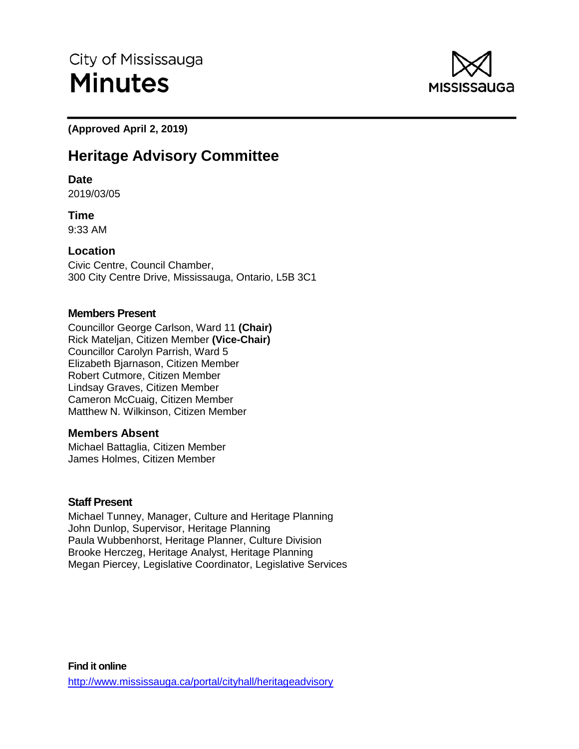City of Mississauga

# Minutes

**(Approved April 2, 2019)**

## Heritage Advisory Committee

### Date
2019/03/05

### Time
9:33 AM

### Location
Civic Centre, Council Chamber,
300 City Centre Drive, Mississauga, Ontario, L5B 3C1

### Members Present
Councillor George Carlson, Ward 11 **(Chair)**
Rick Mateljan, Citizen Member **(Vice-Chair)**
Councillor Carolyn Parrish, Ward 5
Elizabeth Bjarnason, Citizen Member
Robert Cutmore, Citizen Member
Lindsay Graves, Citizen Member
Cameron McCuaig, Citizen Member
Matthew N. Wilkinson, Citizen Member

### Members Absent
Michael Battaglia, Citizen Member
James Holmes, Citizen Member

### Staff Present
Michael Tunney, Manager, Culture and Heritage Planning
John Dunlop, Supervisor, Heritage Planning
Paula Wubbenhorst, Heritage Planner, Culture Division
Brooke Herczeg, Heritage Analyst, Heritage Planning
Megan Piercey, Legislative Coordinator, Legislative Services

**Find it online**
http://www.mississauga.ca/portal/cityhall/heritageadvisory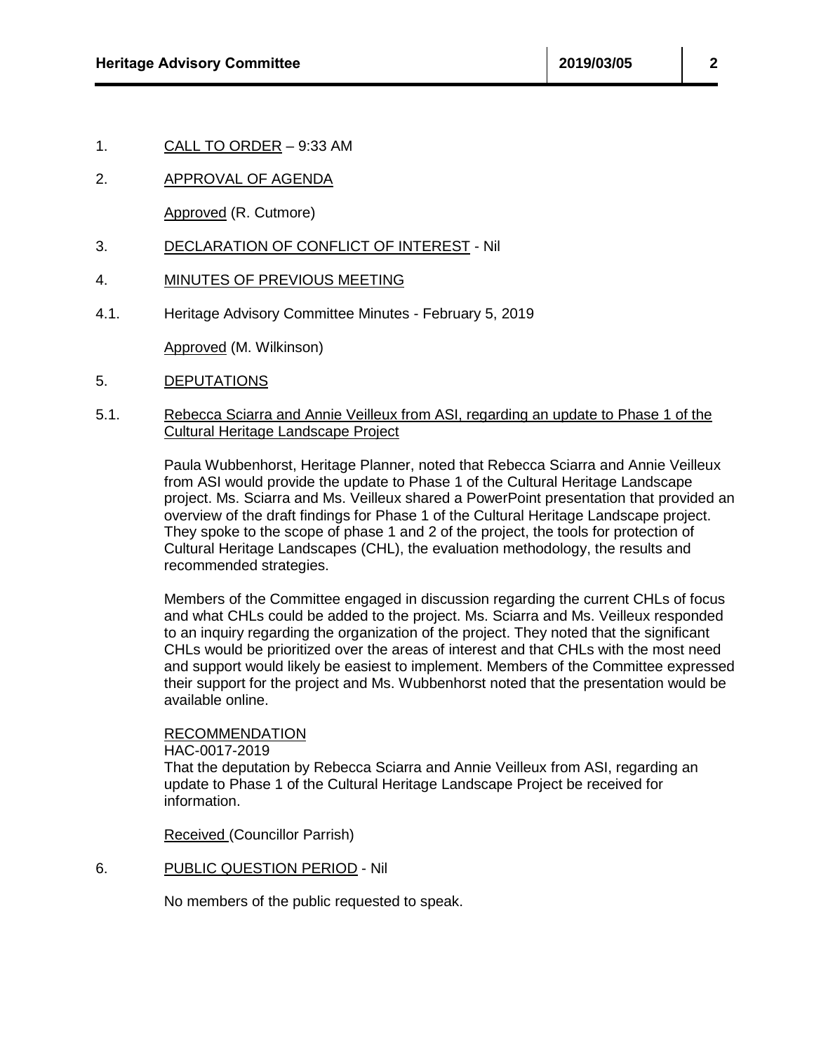1. CALL TO ORDER – 9:33 AM

2. APPROVAL OF AGENDA

   Approved (R. Cutmore)

3. DECLARATION OF CONFLICT OF INTEREST - Nil

4. MINUTES OF PREVIOUS MEETING

4.1. Heritage Advisory Committee Minutes - February 5, 2019

   Approved (M. Wilkinson)

5. DEPUTATIONS

5.1. Rebecca Sciarra and Annie Veilleux from ASI, regarding an update to Phase 1 of the Cultural Heritage Landscape Project

   Paula Wubbenhorst, Heritage Planner, noted that Rebecca Sciarra and Annie Veilleux from ASI would provide the update to Phase 1 of the Cultural Heritage Landscape project. Ms. Sciarra and Ms. Veilleux shared a PowerPoint presentation that provided an overview of the draft findings for Phase 1 of the Cultural Heritage Landscape project. They spoke to the scope of phase 1 and 2 of the project, the tools for protection of Cultural Heritage Landscapes (CHL), the evaluation methodology, the results and recommended strategies.

   Members of the Committee engaged in discussion regarding the current CHLs of focus and what CHLs could be added to the project. Ms. Sciarra and Ms. Veilleux responded to an inquiry regarding the organization of the project. They noted that the significant CHLs would be prioritized over the areas of interest and that CHLs with the most need and support would likely be easiest to implement. Members of the Committee expressed their support for the project and Ms. Wubbenhorst noted that the presentation would be available online.

   RECOMMENDATION
   HAC-0017-2019
   That the deputation by Rebecca Sciarra and Annie Veilleux from ASI, regarding an update to Phase 1 of the Cultural Heritage Landscape Project be received for information.

   Received (Councillor Parrish)

6. PUBLIC QUESTION PERIOD - Nil

   No members of the public requested to speak.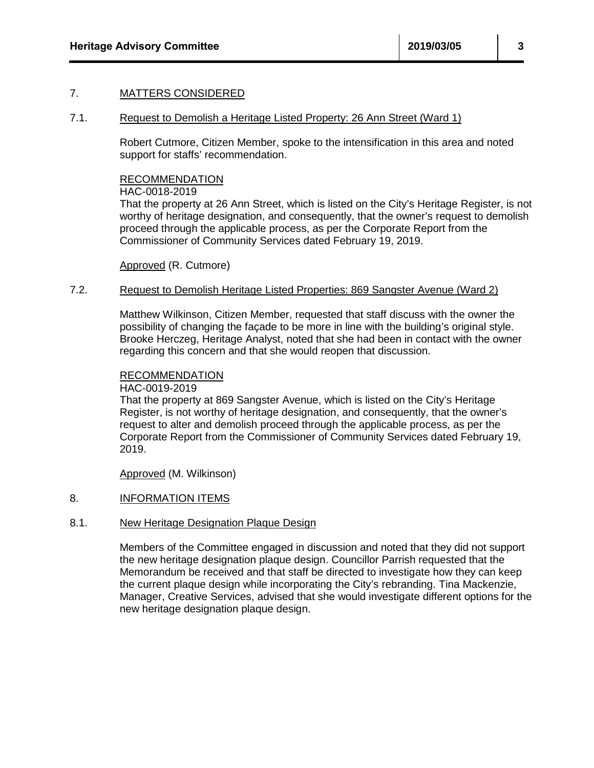## 7. MATTERS CONSIDERED

### 7.1. Request to Demolish a Heritage Listed Property: 26 Ann Street (Ward 1)

Robert Cutmore, Citizen Member, spoke to the intensification in this area and noted support for staffs' recommendation.

RECOMMENDATION
HAC-0018-2019
That the property at 26 Ann Street, which is listed on the City's Heritage Register, is not worthy of heritage designation, and consequently, that the owner's request to demolish proceed through the applicable process, as per the Corporate Report from the Commissioner of Community Services dated February 19, 2019.

Approved (R. Cutmore)

### 7.2. Request to Demolish Heritage Listed Properties: 869 Sangster Avenue (Ward 2)

Matthew Wilkinson, Citizen Member, requested that staff discuss with the owner the possibility of changing the façade to be more in line with the building's original style. Brooke Herczeg, Heritage Analyst, noted that she had been in contact with the owner regarding this concern and that she would reopen that discussion.

RECOMMENDATION
HAC-0019-2019
That the property at 869 Sangster Avenue, which is listed on the City's Heritage Register, is not worthy of heritage designation, and consequently, that the owner's request to alter and demolish proceed through the applicable process, as per the Corporate Report from the Commissioner of Community Services dated February 19, 2019.

Approved (M. Wilkinson)

## 8. INFORMATION ITEMS

### 8.1. New Heritage Designation Plaque Design

Members of the Committee engaged in discussion and noted that they did not support the new heritage designation plaque design. Councillor Parrish requested that the Memorandum be received and that staff be directed to investigate how they can keep the current plaque design while incorporating the City's rebranding. Tina Mackenzie, Manager, Creative Services, advised that she would investigate different options for the new heritage designation plaque design.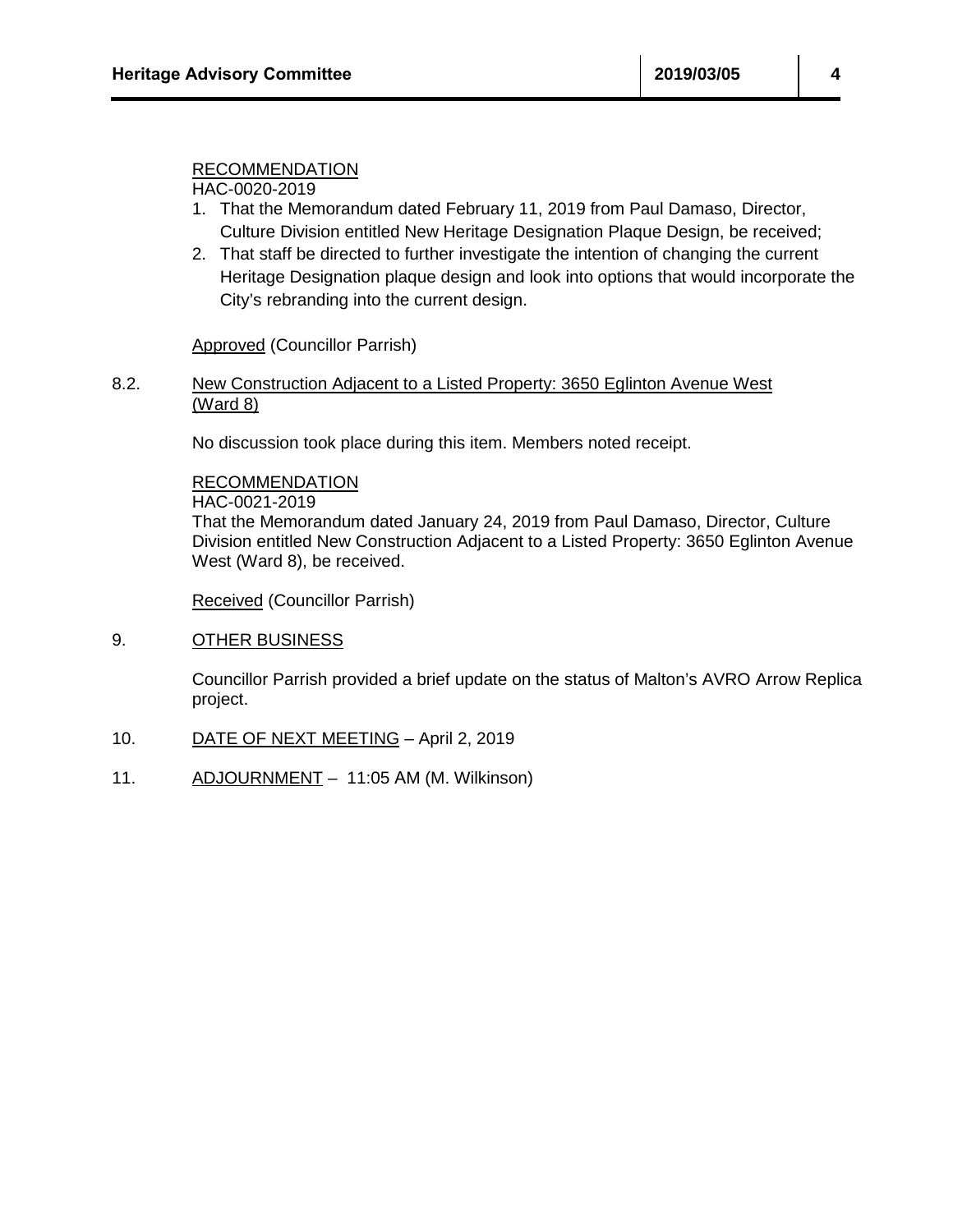RECOMMENDATION

HAC-0020-2019

1. That the Memorandum dated February 11, 2019 from Paul Damaso, Director, Culture Division entitled New Heritage Designation Plaque Design, be received;
2. That staff be directed to further investigate the intention of changing the current Heritage Designation plaque design and look into options that would incorporate the City's rebranding into the current design.

Approved (Councillor Parrish)

8.2. New Construction Adjacent to a Listed Property: 3650 Eglinton Avenue West (Ward 8)

No discussion took place during this item. Members noted receipt.

RECOMMENDATION

HAC-0021-2019

That the Memorandum dated January 24, 2019 from Paul Damaso, Director, Culture Division entitled New Construction Adjacent to a Listed Property: 3650 Eglinton Avenue West (Ward 8), be received.

Received (Councillor Parrish)

9. OTHER BUSINESS

Councillor Parrish provided a brief update on the status of Malton's AVRO Arrow Replica project.

10. DATE OF NEXT MEETING – April 2, 2019

11. ADJOURNMENT – 11:05 AM (M. Wilkinson)